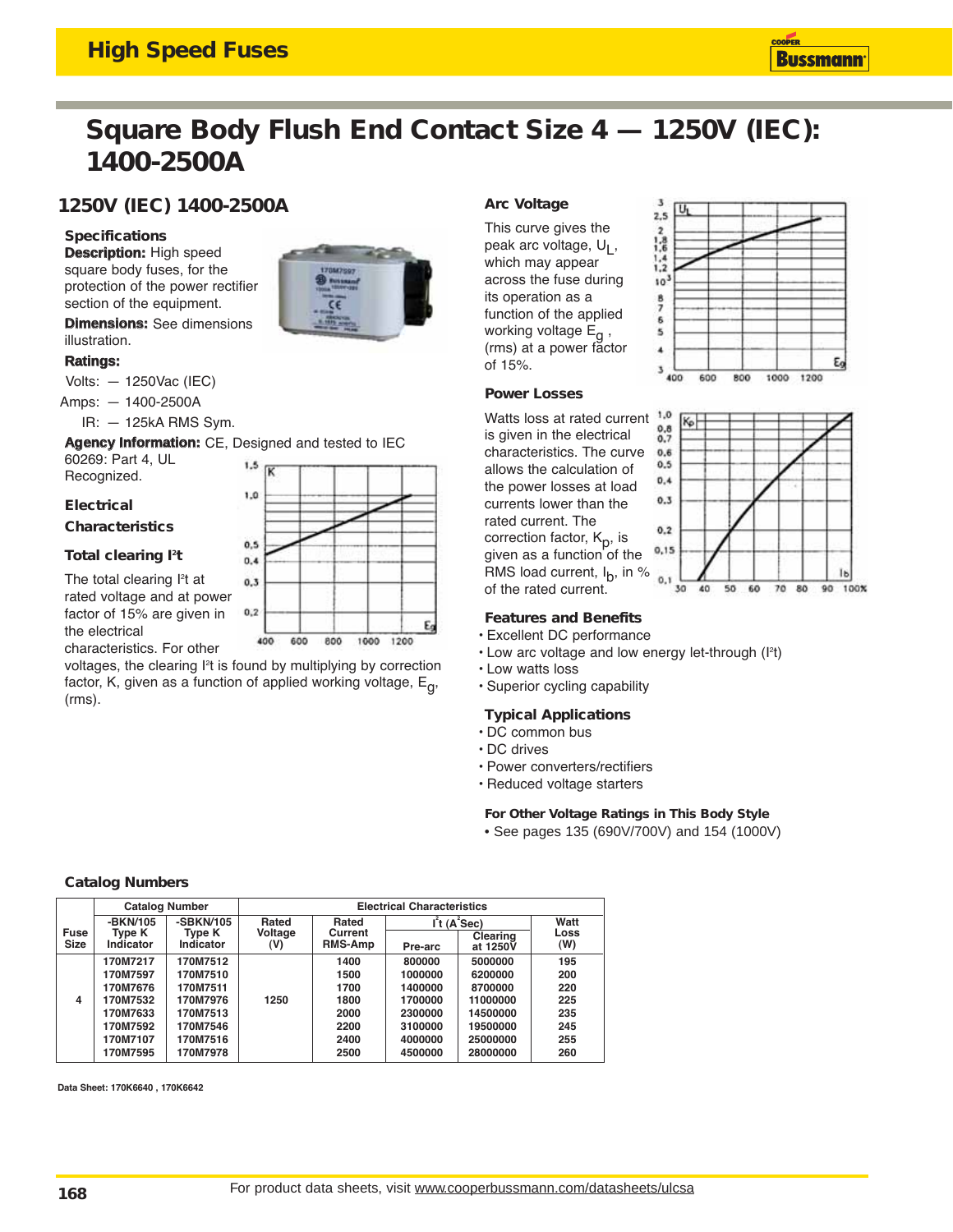# High Speed Fuses

## Square Body Flush End Contact Size 4 — 1250V (IEC): 1400-2500A

### 1250V (IEC) 1400-2500A

**Specifications**

**Description:** High speed square body fuses, for the protection of the power rectifier section of the equipment.

**Dimensions:** See dimensions illustration.

**Ratings:**

Volts: — 1250Vac (IEC)

Amps: — 1400-2500A

IR: — 125kA RMS Sym.

**Agency Information:** CE, Designed and tested to IEC 60269: Part 4, UL Recognized.

### Electrical Characteristics

#### Total clearing I²t

The total clearing I²t at rated voltage and at power factor of 15% are given in the electrical characteristics. For other voltages, the clearing I²t is found by multiplying by correction factor, K, given as a function of applied working voltage, $E_g$, (rms).

#### Arc Voltage

This curve gives the peak arc voltage, $U_L$, which may appear across the fuse during its operation as a function of the applied working voltage $E_g$, (rms) at a power factor of 15%.

#### Power Losses

Watts loss at rated current is given in the electrical characteristics. The curve allows the calculation of the power losses at load currents lower than the rated current. The correction factor, $K_p$, is given as a function of the RMS load current, $I_b$, in % of the rated current.

#### Features and Benefits

- Excellent DC performance
- Low arc voltage and low energy let-through (I²t)
- Low watts loss
- Superior cycling capability

#### Typical Applications

- DC common bus
- DC drives
- Power converters/rectifiers
- Reduced voltage starters

**For Other Voltage Ratings in This Body Style**

- See pages 135 (690V/700V) and 154 (1000V)

### Catalog Numbers

| Fuse Size | Catalog Number | | Electrical Characteristics | | | | |
|---|---|---|---|---|---|---|---|
| | -BKN/105 Type K Indicator | -SBKN/105 Type K Indicator | Rated Voltage (V) | Rated Current RMS-Amp | I²t (A²Sec) Pre-arc | I²t (A²Sec) Clearing at 1250V | Watt Loss (W) |
| 4 | 170M7217 | 170M7512 | 1250 | 1400 | 800000 | 5000000 | 195 |
| | 170M7597 | 170M7510 | | 1500 | 1000000 | 6200000 | 200 |
| | 170M7676 | 170M7511 | | 1700 | 1400000 | 8700000 | 220 |
| | 170M7532 | 170M7976 | | 1800 | 1700000 | 11000000 | 225 |
| | 170M7633 | 170M7513 | | 2000 | 2300000 | 14500000 | 235 |
| | 170M7592 | 170M7546 | | 2200 | 3100000 | 19500000 | 245 |
| | 170M7107 | 170M7516 | | 2400 | 4000000 | 25000000 | 255 |
| | 170M7595 | 170M7978 | | 2500 | 4500000 | 28000000 | 260 |

Data Sheet: 170K6640 , 170K6642

For product data sheets, visit www.cooperbussmann.com/datasheets/ulcsa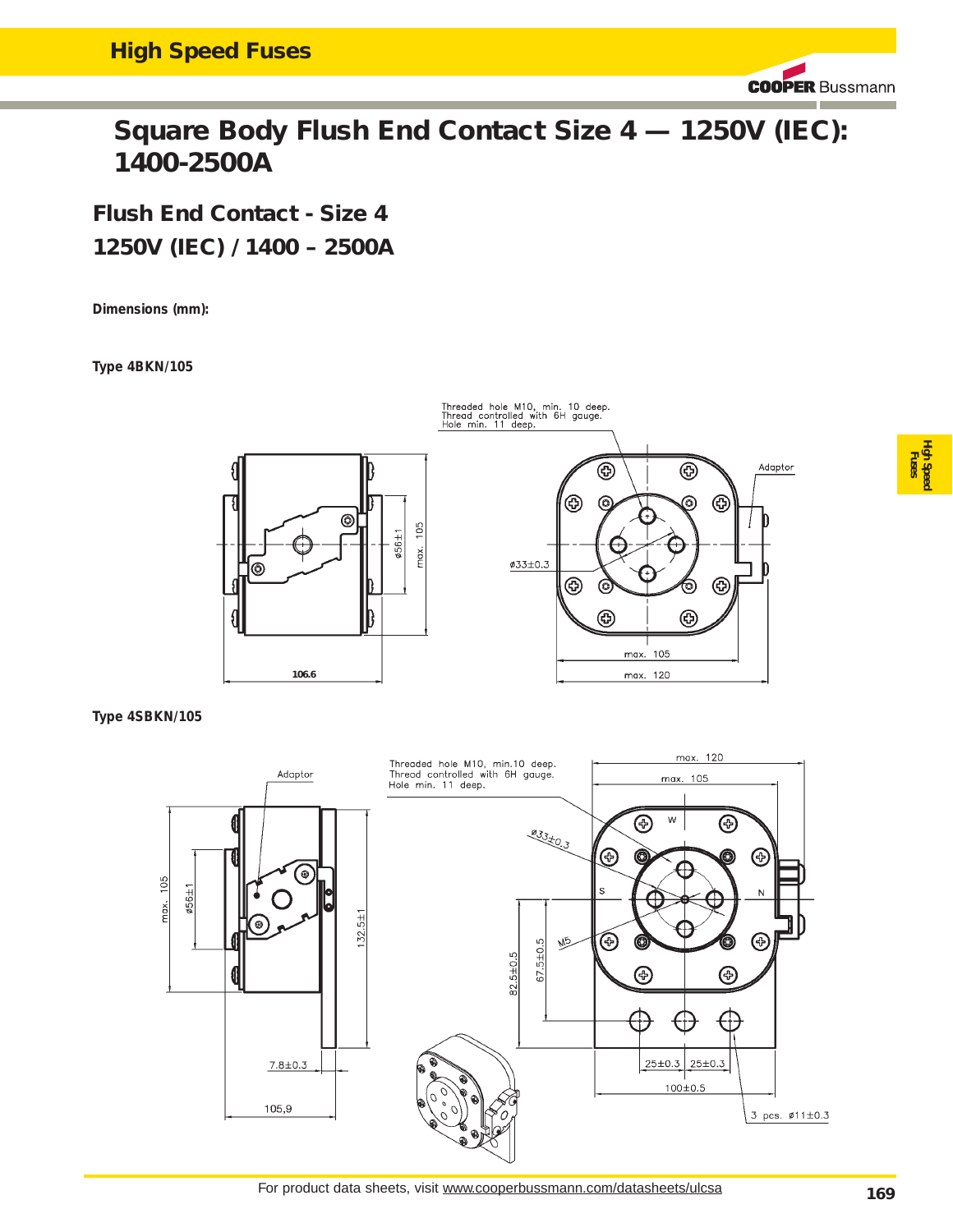# Square Body Flush End Contact Size 4 — 1250V (IEC): 1400-2500A

## Flush End Contact - Size 4

## 1250V (IEC) / 1400 – 2500A

**Dimensions (mm):**

**Type 4BKN/105**

Threaded hole M10, min. 10 deep.
Thread controlled with 6H gauge.
Hole min. 11 deep.

Adaptor

ø56±1

max. 105

ø33±0.3

106.6

max. 105

max. 120

**Type 4SBKN/105**

Adaptor

Threaded hole M10, min.10 deep.
Thread controlled with 6H gauge.
Hole min. 11 deep.

max. 120

max. 105

ø33±0.3

max. 105

ø56±1

132.5±1

82.5±0.5

67.5±0.5

M5

W

S

N

25±0.3

25±0.3

100±0.5

3 pcs. ø11±0.3

7.8±0.3

105,9

For product data sheets, visit www.cooperbussmann.com/datasheets/ulcsa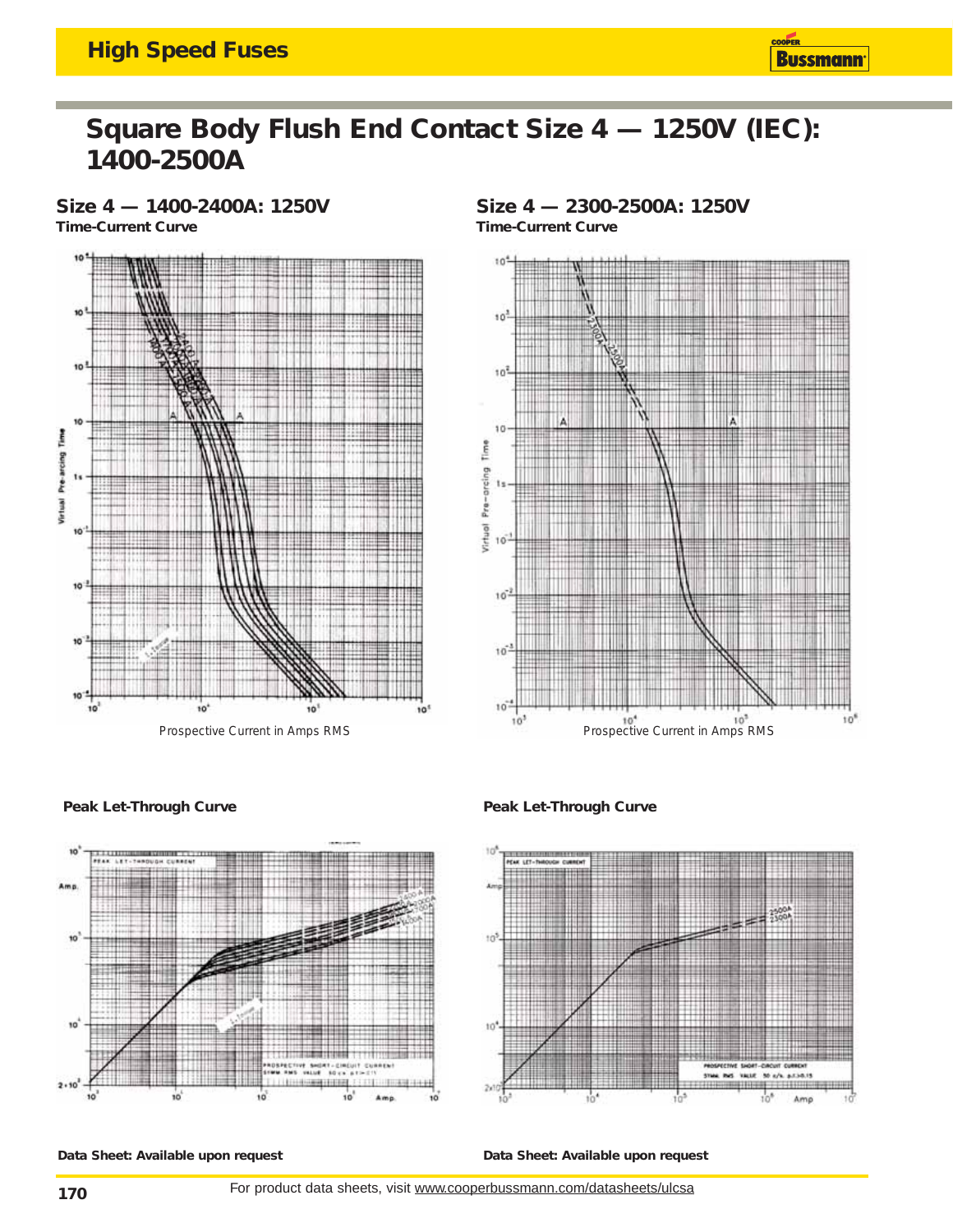# Square Body Flush End Contact Size 4 — 1250V (IEC): 1400-2500A

## Size 4 — 1400-2400A: 1250V

**Time-Current Curve**

Virtual Pre-arcing Time

$10^4$
$10^3$
$10^2$
10
1s
$10^{-1}$
$10^{-2}$
$10^{-3}$
$10^{-4}$

2400A
2200A
2000A
1800A
1600A
1400A

A
A

I²t=const

$10^3$ $10^4$ $10^5$ $10^6$

Prospective Current in Amps RMS

**Peak Let-Through Curve**

PEAK LET-THROUGH CURRENT

$10^6$
Amp.
$10^5$
$10^4$
$2 \cdot 10^3$

2400A
2200A
2000A
1800A
1600A
1400A

I²t=const

PROSPECTIVE SHORT-CIRCUIT CURRENT
SYMM. RMS VALUE

$10^3$ $10^4$ $10^5$ $10^6$ Amp. $10^7$

**Data Sheet: Available upon request**

## Size 4 — 2300-2500A: 1250V

**Time-Current Curve**

Virtual Pre-arcing Time

$10^4$
$10^3$
$10^2$
10
1s
$10^{-1}$
$10^{-2}$
$10^{-3}$
$10^{-4}$

2300A
2500A

A
A

$10^3$ $10^4$ $10^5$ $10^6$

Prospective Current in Amps RMS

**Peak Let-Through Curve**

PEAK LET-THROUGH CURRENT

$10^6$
Amp
$10^5$
$10^4$
$2 \times 10^3$

2500A
2300A

PROSPECTIVE SHORT-CIRCUIT CURRENT
SYMM. RMS VALUE

$10^3$ $10^4$ $10^5$ $10^6$ Amp $10^7$

**Data Sheet: Available upon request**

For product data sheets, visit www.cooperbussmann.com/datasheets/ulcsa